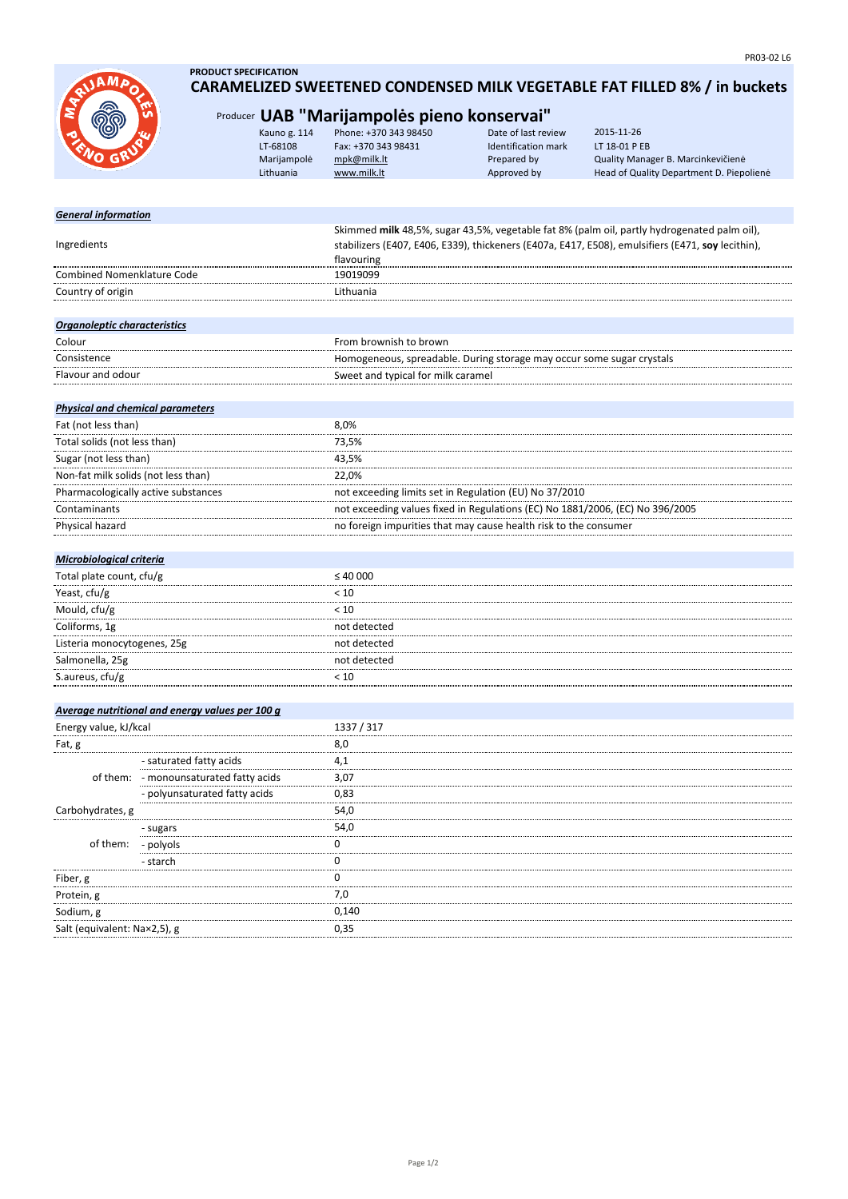PR03-02 L6

**PRODUCT SPECIFICATION**

# CARAMELIZED SWEETENED CONDENSED MILK VEGETABLE FAT FILLED 8% / in buckets

Producer **UAB "Marijampolės pieno konservai"**

| | | | |
|---|---|---|---|
| Kauno g. 114 | Phone: +370 343 98450 | Date of last review | 2015-11-26 |
| LT-68108 | Fax: +370 343 98431 | Identification mark | LT 18-01 P EB |
| Marijampolė | mpk@milk.lt | Prepared by | Quality Manager B. Marcinkevičienė |
| Lithuania | www.milk.lt | Approved by | Head of Quality Department D. Piepolienė |

***General information***

| | |
|---|---|
| Ingredients | Skimmed **milk** 48,5%, sugar 43,5%, vegetable fat 8% (palm oil, partly hydrogenated palm oil), stabilizers (E407, E406, E339), thickeners (E407a, E417, E508), emulsifiers (E471, **soy** lecithin), flavouring |
| Combined Nomenklature Code | 19019099 |
| Country of origin | Lithuania |

***Organoleptic characteristics***

| | |
|---|---|
| Colour | From brownish to brown |
| Consistence | Homogeneous, spreadable. During storage may occur some sugar crystals |
| Flavour and odour | Sweet and typical for milk caramel |

***Physical and chemical parameters***

| | |
|---|---|
| Fat (not less than) | 8,0% |
| Total solids (not less than) | 73,5% |
| Sugar (not less than) | 43,5% |
| Non-fat milk solids (not less than) | 22,0% |
| Pharmacologically active substances | not exceeding limits set in Regulation (EU) No 37/2010 |
| Contaminants | not exceeding values fixed in Regulations (EC) No 1881/2006, (EC) No 396/2005 |
| Physical hazard | no foreign impurities that may cause health risk to the consumer |

***Microbiological criteria***

| | |
|---|---|
| Total plate count, cfu/g | ≤ 40 000 |
| Yeast, cfu/g | < 10 |
| Mould, cfu/g | < 10 |
| Coliforms, 1g | not detected |
| Listeria monocytogenes, 25g | not detected |
| Salmonella, 25g | not detected |
| S.aureus, cfu/g | < 10 |

***Average nutritional and energy values per 100 g***

| | | |
|---|---|---|
| Energy value, kJ/kcal | | 1337 / 317 |
| Fat, g | | 8,0 |
| of them: | - saturated fatty acids | 4,1 |
| | - monounsaturated fatty acids | 3,07 |
| | - polyunsaturated fatty acids | 0,83 |
| Carbohydrates, g | | 54,0 |
| of them: | - sugars | 54,0 |
| | - polyols | 0 |
| | - starch | 0 |
| Fiber, g | | 0 |
| Protein, g | | 7,0 |
| Sodium, g | | 0,140 |
| Salt (equivalent: Na×2,5), g | | 0,35 |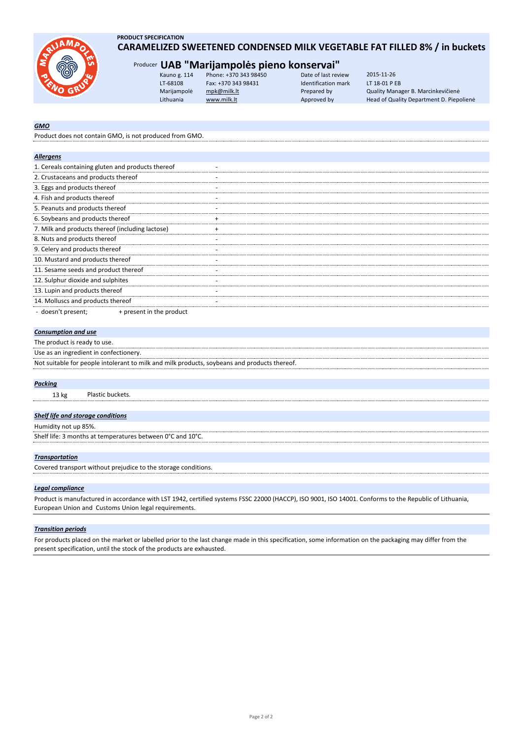**PRODUCT SPECIFICATION**

# CARAMELIZED SWEETENED CONDENSED MILK VEGETABLE FAT FILLED 8% / in buckets

Producer **UAB "Marijampolės pieno konservai"**

| | | | |
|---|---|---|---|
| Kauno g. 114 | Phone: +370 343 98450 | Date of last review | 2015-11-26 |
| LT-68108 | Fax: +370 343 98431 | Identification mark | LT 18-01 P EB |
| Marijampolė | mpk@milk.lt | Prepared by | Quality Manager B. Marcinkevičienė |
| Lithuania | www.milk.lt | Approved by | Head of Quality Department D. Piepolienė |

## *GMO*

Product does not contain GMO, is not produced from GMO.

## *Allergens*

| | |
|---|---|
| 1. Cereals containing gluten and products thereof | - |
| 2. Crustaceans and products thereof | - |
| 3. Eggs and products thereof | - |
| 4. Fish and products thereof | - |
| 5. Peanuts and products thereof | - |
| 6. Soybeans and products thereof | + |
| 7. Milk and products thereof (including lactose) | + |
| 8. Nuts and products thereof | - |
| 9. Celery and products thereof | - |
| 10. Mustard and products thereof | - |
| 11. Sesame seeds and product thereof | - |
| 12. Sulphur dioxide and sulphites | - |
| 13. Lupin and products thereof | - |
| 14. Molluscs and products thereof | - |

- doesn't present; + present in the product

## *Consumption and use*

The product is ready to use.

Use as an ingredient in confectionery.

Not suitable for people intolerant to milk and milk products, soybeans and products thereof.

## *Packing*

13 kg Plastic buckets.

## *Shelf life and storage conditions*

Humidity not up 85%.

Shelf life: 3 months at temperatures between 0°C and 10°C.

## *Transportation*

Covered transport without prejudice to the storage conditions.

## *Legal compliance*

Product is manufactured in accordance with LST 1942, certified systems FSSC 22000 (HACCP), ISO 9001, ISO 14001. Conforms to the Republic of Lithuania, European Union and Customs Union legal requirements.

## *Transition periods*

For products placed on the market or labelled prior to the last change made in this specification, some information on the packaging may differ from the present specification, until the stock of the products are exhausted.